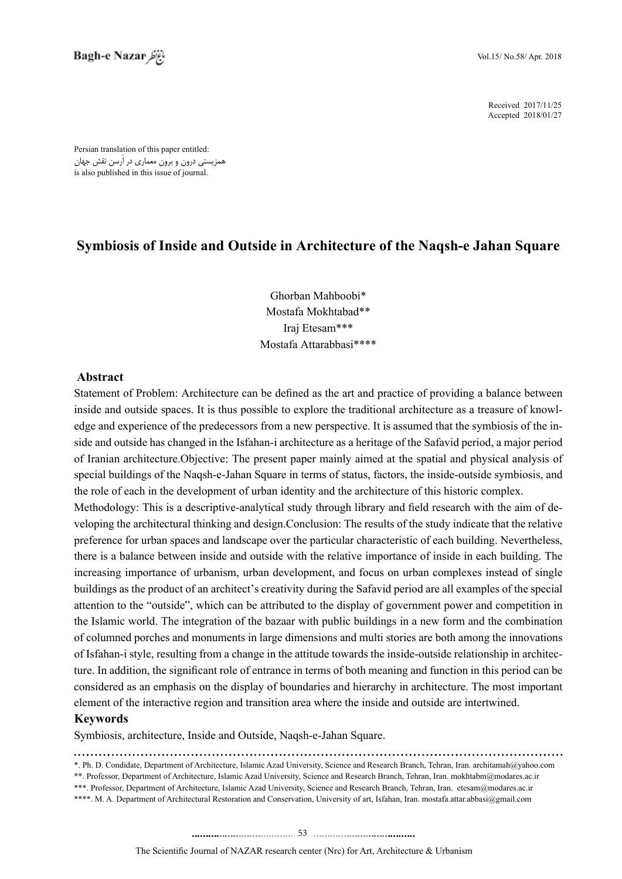Received 2017/11/25
Accepted 2018/01/27

Persian translation of this paper entitled:
همزیستی درون و برون معماری در آرسن نقش جهان
is also published in this issue of journal.

# Symbiosis of Inside and Outside in Architecture of the Naqsh-e Jahan Square

Ghorban Mahboobi*
Mostafa Mokhtabad**
Iraj Etesam***
Mostafa Attarabbasi****

## Abstract

Statement of Problem: Architecture can be defined as the art and practice of providing a balance between inside and outside spaces. It is thus possible to explore the traditional architecture as a treasure of knowledge and experience of the predecessors from a new perspective. It is assumed that the symbiosis of the inside and outside has changed in the Isfahan-i architecture as a heritage of the Safavid period, a major period of Iranian architecture.Objective: The present paper mainly aimed at the spatial and physical analysis of special buildings of the Naqsh-e-Jahan Square in terms of status, factors, the inside-outside symbiosis, and the role of each in the development of urban identity and the architecture of this historic complex.
Methodology: This is a descriptive-analytical study through library and field research with the aim of developing the architectural thinking and design.Conclusion: The results of the study indicate that the relative preference for urban spaces and landscape over the particular characteristic of each building. Nevertheless, there is a balance between inside and outside with the relative importance of inside in each building. The increasing importance of urbanism, urban development, and focus on urban complexes instead of single buildings as the product of an architect's creativity during the Safavid period are all examples of the special attention to the "outside", which can be attributed to the display of government power and competition in the Islamic world. The integration of the bazaar with public buildings in a new form and the combination of columned porches and monuments in large dimensions and multi stories are both among the innovations of Isfahan-i style, resulting from a change in the attitude towards the inside-outside relationship in architecture. In addition, the significant role of entrance in terms of both meaning and function in this period can be considered as an emphasis on the display of boundaries and hierarchy in architecture. The most important element of the interactive region and transition area where the inside and outside are intertwined.

## Keywords

Symbiosis, architecture, Inside and Outside, Naqsh-e-Jahan Square.

---

*. Ph. D. Condidate, Department of Architecture, Islamic Azad University, Science and Research Branch, Tehran, Iran. architamah@yahoo.com
**. Professor, Department of Architecture, Islamic Azad University, Science and Research Branch, Tehran, Iran. mokhtabm@modares.ac.ir
***. Professor, Department of Architecture, Islamic Azad University, Science and Research Branch, Tehran, Iran. etesam@modares.ac.ir
****. M. A. Department of Architectural Restoration and Conservation, University of art, Isfahan, Iran. mostafa.attar.abbasi@gmail.com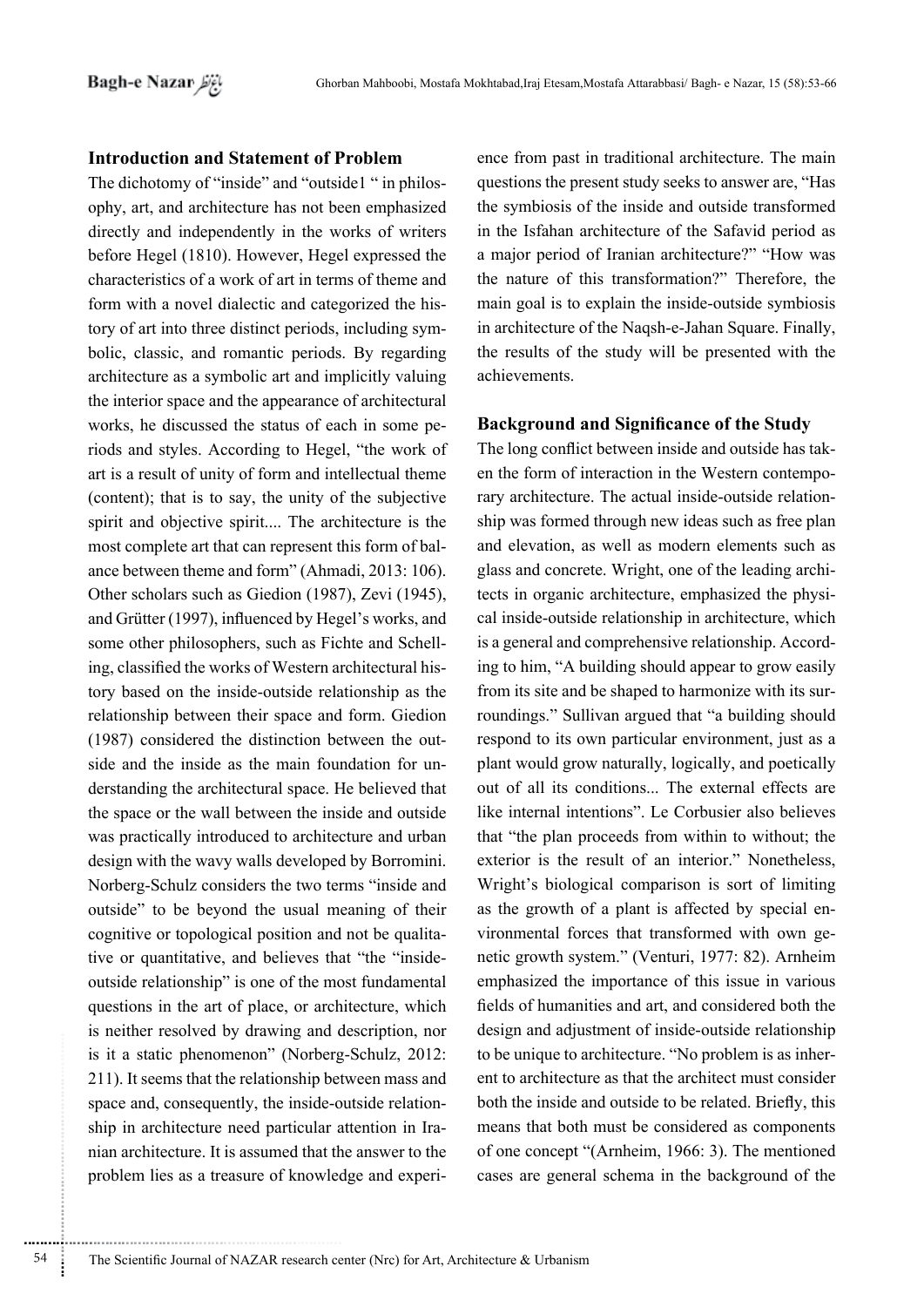## Introduction and Statement of Problem

The dichotomy of "inside" and "outside1 " in philosophy, art, and architecture has not been emphasized directly and independently in the works of writers before Hegel (1810). However, Hegel expressed the characteristics of a work of art in terms of theme and form with a novel dialectic and categorized the history of art into three distinct periods, including symbolic, classic, and romantic periods. By regarding architecture as a symbolic art and implicitly valuing the interior space and the appearance of architectural works, he discussed the status of each in some periods and styles. According to Hegel, "the work of art is a result of unity of form and intellectual theme (content); that is to say, the unity of the subjective spirit and objective spirit.... The architecture is the most complete art that can represent this form of balance between theme and form" (Ahmadi, 2013: 106). Other scholars such as Giedion (1987), Zevi (1945), and Grütter (1997), influenced by Hegel's works, and some other philosophers, such as Fichte and Schelling, classified the works of Western architectural history based on the inside-outside relationship as the relationship between their space and form. Giedion (1987) considered the distinction between the outside and the inside as the main foundation for understanding the architectural space. He believed that the space or the wall between the inside and outside was practically introduced to architecture and urban design with the wavy walls developed by Borromini. Norberg-Schulz considers the two terms "inside and outside" to be beyond the usual meaning of their cognitive or topological position and not be qualitative or quantitative, and believes that "the "inside-outside relationship" is one of the most fundamental questions in the art of place, or architecture, which is neither resolved by drawing and description, nor is it a static phenomenon" (Norberg-Schulz, 2012: 211). It seems that the relationship between mass and space and, consequently, the inside-outside relationship in architecture need particular attention in Iranian architecture. It is assumed that the answer to the problem lies as a treasure of knowledge and experience from past in traditional architecture. The main questions the present study seeks to answer are, "Has the symbiosis of the inside and outside transformed in the Isfahan architecture of the Safavid period as a major period of Iranian architecture?" "How was the nature of this transformation?" Therefore, the main goal is to explain the inside-outside symbiosis in architecture of the Naqsh-e-Jahan Square. Finally, the results of the study will be presented with the achievements.

## Background and Significance of the Study

The long conflict between inside and outside has taken the form of interaction in the Western contemporary architecture. The actual inside-outside relationship was formed through new ideas such as free plan and elevation, as well as modern elements such as glass and concrete. Wright, one of the leading architects in organic architecture, emphasized the physical inside-outside relationship in architecture, which is a general and comprehensive relationship. According to him, "A building should appear to grow easily from its site and be shaped to harmonize with its surroundings." Sullivan argued that "a building should respond to its own particular environment, just as a plant would grow naturally, logically, and poetically out of all its conditions... The external effects are like internal intentions". Le Corbusier also believes that "the plan proceeds from within to without; the exterior is the result of an interior." Nonetheless, Wright's biological comparison is sort of limiting as the growth of a plant is affected by special environmental forces that transformed with own genetic growth system." (Venturi, 1977: 82). Arnheim emphasized the importance of this issue in various fields of humanities and art, and considered both the design and adjustment of inside-outside relationship to be unique to architecture. "No problem is as inherent to architecture as that the architect must consider both the inside and outside to be related. Briefly, this means that both must be considered as components of one concept "(Arnheim, 1966: 3). The mentioned cases are general schema in the background of the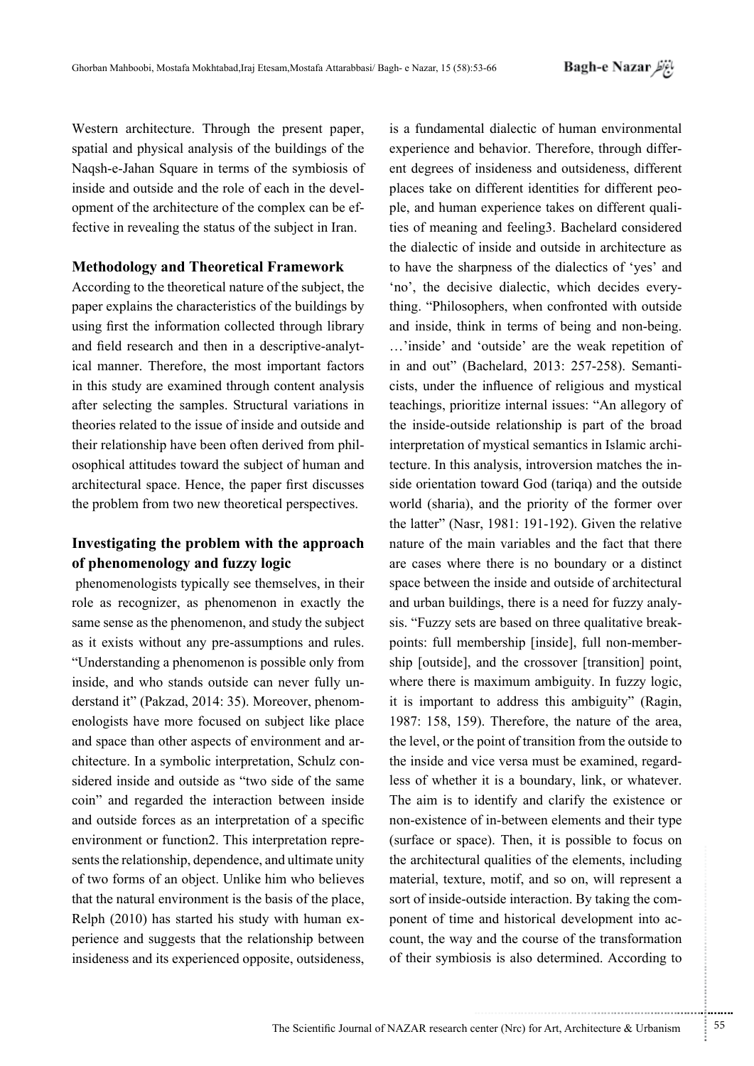Western architecture. Through the present paper, spatial and physical analysis of the buildings of the Naqsh-e-Jahan Square in terms of the symbiosis of inside and outside and the role of each in the development of the architecture of the complex can be effective in revealing the status of the subject in Iran.

## Methodology and Theoretical Framework

According to the theoretical nature of the subject, the paper explains the characteristics of the buildings by using first the information collected through library and field research and then in a descriptive-analytical manner. Therefore, the most important factors in this study are examined through content analysis after selecting the samples. Structural variations in theories related to the issue of inside and outside and their relationship have been often derived from philosophical attitudes toward the subject of human and architectural space. Hence, the paper first discusses the problem from two new theoretical perspectives.

## Investigating the problem with the approach of phenomenology and fuzzy logic

phenomenologists typically see themselves, in their role as recognizer, as phenomenon in exactly the same sense as the phenomenon, and study the subject as it exists without any pre-assumptions and rules. "Understanding a phenomenon is possible only from inside, and who stands outside can never fully understand it" (Pakzad, 2014: 35). Moreover, phenomenologists have more focused on subject like place and space than other aspects of environment and architecture. In a symbolic interpretation, Schulz considered inside and outside as "two side of the same coin" and regarded the interaction between inside and outside forces as an interpretation of a specific environment or function2. This interpretation represents the relationship, dependence, and ultimate unity of two forms of an object. Unlike him who believes that the natural environment is the basis of the place, Relph (2010) has started his study with human experience and suggests that the relationship between insideness and its experienced opposite, outsideness, is a fundamental dialectic of human environmental experience and behavior. Therefore, through different degrees of insideness and outsideness, different places take on different identities for different people, and human experience takes on different qualities of meaning and feeling3. Bachelard considered the dialectic of inside and outside in architecture as to have the sharpness of the dialectics of 'yes' and 'no', the decisive dialectic, which decides everything. "Philosophers, when confronted with outside and inside, think in terms of being and non-being. …'inside' and 'outside' are the weak repetition of in and out" (Bachelard, 2013: 257-258). Semanticists, under the influence of religious and mystical teachings, prioritize internal issues: "An allegory of the inside-outside relationship is part of the broad interpretation of mystical semantics in Islamic architecture. In this analysis, introversion matches the inside orientation toward God (tariqa) and the outside world (sharia), and the priority of the former over the latter" (Nasr, 1981: 191-192). Given the relative nature of the main variables and the fact that there are cases where there is no boundary or a distinct space between the inside and outside of architectural and urban buildings, there is a need for fuzzy analysis. "Fuzzy sets are based on three qualitative breakpoints: full membership [inside], full non-membership [outside], and the crossover [transition] point, where there is maximum ambiguity. In fuzzy logic, it is important to address this ambiguity" (Ragin, 1987: 158, 159). Therefore, the nature of the area, the level, or the point of transition from the outside to the inside and vice versa must be examined, regardless of whether it is a boundary, link, or whatever. The aim is to identify and clarify the existence or non-existence of in-between elements and their type (surface or space). Then, it is possible to focus on the architectural qualities of the elements, including material, texture, motif, and so on, will represent a sort of inside-outside interaction. By taking the component of time and historical development into account, the way and the course of the transformation of their symbiosis is also determined. According to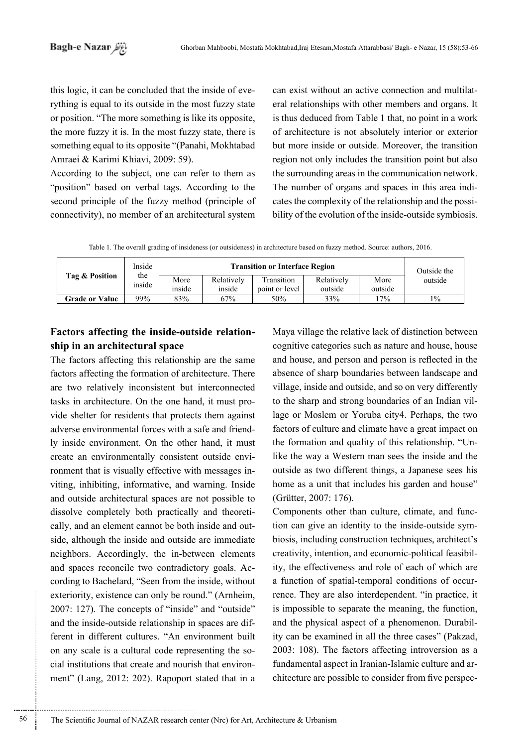this logic, it can be concluded that the inside of everything is equal to its outside in the most fuzzy state or position. "The more something is like its opposite, the more fuzzy it is. In the most fuzzy state, there is something equal to its opposite "(Panahi, Mokhtabad Amraei & Karimi Khiavi, 2009: 59).

According to the subject, one can refer to them as "position" based on verbal tags. According to the second principle of the fuzzy method (principle of connectivity), no member of an architectural system can exist without an active connection and multilateral relationships with other members and organs. It is thus deduced from Table 1 that, no point in a work of architecture is not absolutely interior or exterior but more inside or outside. Moreover, the transition region not only includes the transition point but also the surrounding areas in the communication network. The number of organs and spaces in this area indicates the complexity of the relationship and the possibility of the evolution of the inside-outside symbiosis.

Table 1. The overall grading of insideness (or outsideness) in architecture based on fuzzy method. Source: authors, 2016.

| Tag & Position | Inside the inside | Transition or Interface Region | | | | | Outside the outside |
|---|---|---|---|---|---|---|---|
| | | More inside | Relatively inside | Transition point or level | Relatively outside | More outside | |
| **Grade or Value** | 99% | 83% | 67% | 50% | 33% | 17% | 1% |

## Factors affecting the inside-outside relationship in an architectural space

The factors affecting this relationship are the same factors affecting the formation of architecture. There are two relatively inconsistent but interconnected tasks in architecture. On the one hand, it must provide shelter for residents that protects them against adverse environmental forces with a safe and friendly inside environment. On the other hand, it must create an environmentally consistent outside environment that is visually effective with messages inviting, inhibiting, informative, and warning. Inside and outside architectural spaces are not possible to dissolve completely both practically and theoretically, and an element cannot be both inside and outside, although the inside and outside are immediate neighbors. Accordingly, the in-between elements and spaces reconcile two contradictory goals. According to Bachelard, "Seen from the inside, without exteriority, existence can only be round." (Arnheim, 2007: 127). The concepts of "inside" and "outside" and the inside-outside relationship in spaces are different in different cultures. "An environment built on any scale is a cultural code representing the social institutions that create and nourish that environment" (Lang, 2012: 202). Rapoport stated that in a Maya village the relative lack of distinction between cognitive categories such as nature and house, house and house, and person and person is reflected in the absence of sharp boundaries between landscape and village, inside and outside, and so on very differently to the sharp and strong boundaries of an Indian village or Moslem or Yoruba city4. Perhaps, the two factors of culture and climate have a great impact on the formation and quality of this relationship. "Unlike the way a Western man sees the inside and the outside as two different things, a Japanese sees his home as a unit that includes his garden and house" (Grütter, 2007: 176).

Components other than culture, climate, and function can give an identity to the inside-outside symbiosis, including construction techniques, architect's creativity, intention, and economic-political feasibility, the effectiveness and role of each of which are a function of spatial-temporal conditions of occurrence. They are also interdependent. "in practice, it is impossible to separate the meaning, the function, and the physical aspect of a phenomenon. Durability can be examined in all the three cases" (Pakzad, 2003: 108). The factors affecting introversion as a fundamental aspect in Iranian-Islamic culture and architecture are possible to consider from five perspec-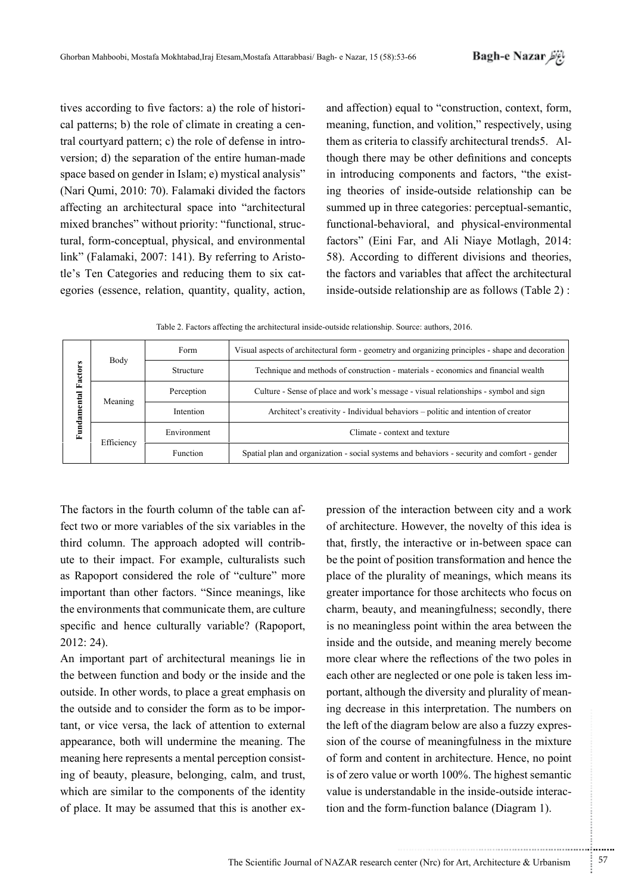tives according to five factors: a) the role of historical patterns; b) the role of climate in creating a central courtyard pattern; c) the role of defense in introversion; d) the separation of the entire human-made space based on gender in Islam; e) mystical analysis" (Nari Qumi, 2010: 70). Falamaki divided the factors affecting an architectural space into "architectural mixed branches" without priority: "functional, structural, form-conceptual, physical, and environmental link" (Falamaki, 2007: 141). By referring to Aristotle's Ten Categories and reducing them to six categories (essence, relation, quantity, quality, action, and affection) equal to "construction, context, form, meaning, function, and volition," respectively, using them as criteria to classify architectural trends5. Although there may be other definitions and concepts in introducing components and factors, "the existing theories of inside-outside relationship can be summed up in three categories: perceptual-semantic, functional-behavioral, and physical-environmental factors" (Eini Far, and Ali Niaye Motlagh, 2014: 58). According to different divisions and theories, the factors and variables that affect the architectural inside-outside relationship are as follows (Table 2) :

Table 2. Factors affecting the architectural inside-outside relationship. Source: authors, 2016.

| Fundamental Factors | Body | Form | Visual aspects of architectural form - geometry and organizing principles - shape and decoration |
|---|---|---|---|
| | | Structure | Technique and methods of construction - materials - economics and financial wealth |
| | Meaning | Perception | Culture - Sense of place and work's message - visual relationships - symbol and sign |
| | | Intention | Architect's creativity - Individual behaviors – politic and intention of creator |
| | Efficiency | Environment | Climate - context and texture |
| | | Function | Spatial plan and organization - social systems and behaviors - security and comfort - gender |

The factors in the fourth column of the table can affect two or more variables of the six variables in the third column. The approach adopted will contribute to their impact. For example, culturalists such as Rapoport considered the role of "culture" more important than other factors. "Since meanings, like the environments that communicate them, are culture specific and hence culturally variable? (Rapoport, 2012: 24).

An important part of architectural meanings lie in the between function and body or the inside and the outside. In other words, to place a great emphasis on the outside and to consider the form as to be important, or vice versa, the lack of attention to external appearance, both will undermine the meaning. The meaning here represents a mental perception consisting of beauty, pleasure, belonging, calm, and trust, which are similar to the components of the identity of place. It may be assumed that this is another expression of the interaction between city and a work of architecture. However, the novelty of this idea is that, firstly, the interactive or in-between space can be the point of position transformation and hence the place of the plurality of meanings, which means its greater importance for those architects who focus on charm, beauty, and meaningfulness; secondly, there is no meaningless point within the area between the inside and the outside, and meaning merely become more clear where the reflections of the two poles in each other are neglected or one pole is taken less important, although the diversity and plurality of meaning decrease in this interpretation. The numbers on the left of the diagram below are also a fuzzy expression of the course of meaningfulness in the mixture of form and content in architecture. Hence, no point is of zero value or worth 100%. The highest semantic value is understandable in the inside-outside interaction and the form-function balance (Diagram 1).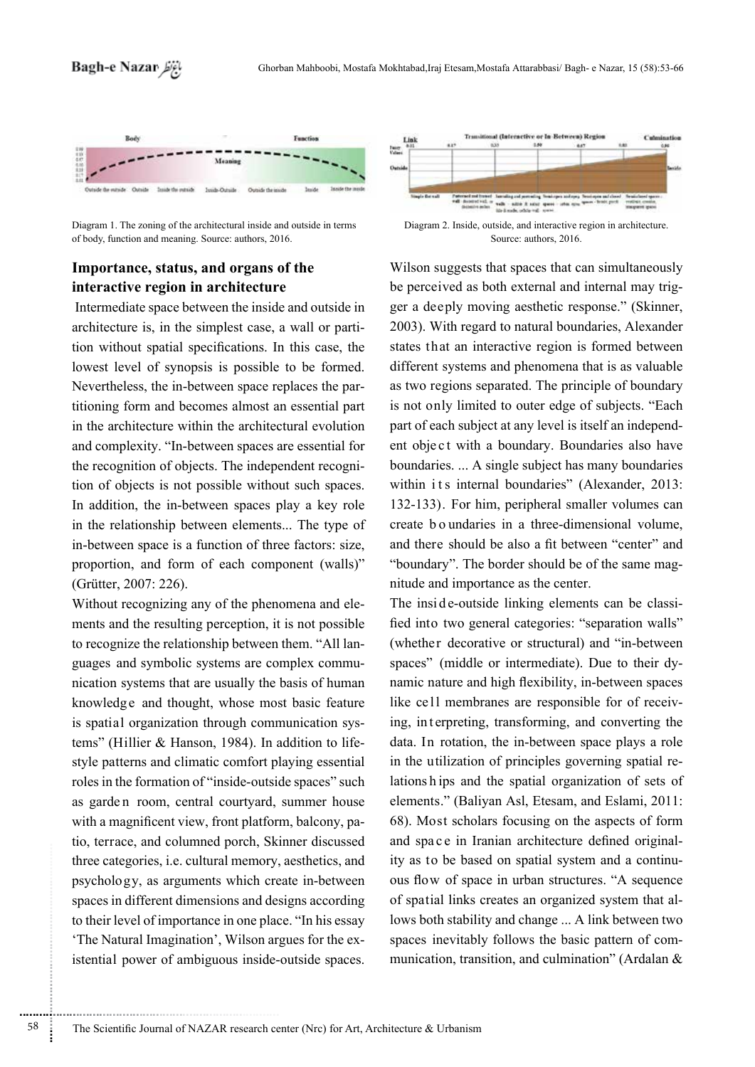Diagram 1. The zoning of the architectural inside and outside in terms of body, function and meaning. Source: authors, 2016.

Diagram 2. Inside, outside, and interactive region in architecture. Source: authors, 2016.

## Importance, status, and organs of the interactive region in architecture

Intermediate space between the inside and outside in architecture is, in the simplest case, a wall or partition without spatial specifications. In this case, the lowest level of synopsis is possible to be formed. Nevertheless, the in-between space replaces the partitioning form and becomes almost an essential part in the architecture within the architectural evolution and complexity. "In-between spaces are essential for the recognition of objects. The independent recognition of objects is not possible without such spaces. In addition, the in-between spaces play a key role in the relationship between elements... The type of in-between space is a function of three factors: size, proportion, and form of each component (walls)" (Grütter, 2007: 226).

Without recognizing any of the phenomena and elements and the resulting perception, it is not possible to recognize the relationship between them. "All languages and symbolic systems are complex communication systems that are usually the basis of human knowledge and thought, whose most basic feature is spatial organization through communication systems" (Hillier & Hanson, 1984). In addition to lifestyle patterns and climatic comfort playing essential roles in the formation of "inside-outside spaces" such as garden room, central courtyard, summer house with a magnificent view, front platform, balcony, patio, terrace, and columned porch, Skinner discussed three categories, i.e. cultural memory, aesthetics, and psychology, as arguments which create in-between spaces in different dimensions and designs according to their level of importance in one place. "In his essay 'The Natural Imagination', Wilson argues for the existential power of ambiguous inside-outside spaces. Wilson suggests that spaces that can simultaneously be perceived as both external and internal may trigger a deeply moving aesthetic response." (Skinner, 2003). With regard to natural boundaries, Alexander states that an interactive region is formed between different systems and phenomena that is as valuable as two regions separated. The principle of boundary is not only limited to outer edge of subjects. "Each part of each subject at any level is itself an independent object with a boundary. Boundaries also have boundaries. ... A single subject has many boundaries within its internal boundaries" (Alexander, 2013: 132-133). For him, peripheral smaller volumes can create boundaries in a three-dimensional volume, and there should be also a fit between "center" and "boundary". The border should be of the same magnitude and importance as the center.

The inside-outside linking elements can be classified into two general categories: "separation walls" (whether decorative or structural) and "in-between spaces" (middle or intermediate). Due to their dynamic nature and high flexibility, in-between spaces like cell membranes are responsible for of receiving, interpreting, transforming, and converting the data. In rotation, the in-between space plays a role in the utilization of principles governing spatial relationships and the spatial organization of sets of elements." (Baliyan Asl, Etesam, and Eslami, 2011: 68). Most scholars focusing on the aspects of form and space in Iranian architecture defined originality as to be based on spatial system and a continuous flow of space in urban structures. "A sequence of spatial links creates an organized system that allows both stability and change ... A link between two spaces inevitably follows the basic pattern of communication, transition, and culmination" (Ardalan &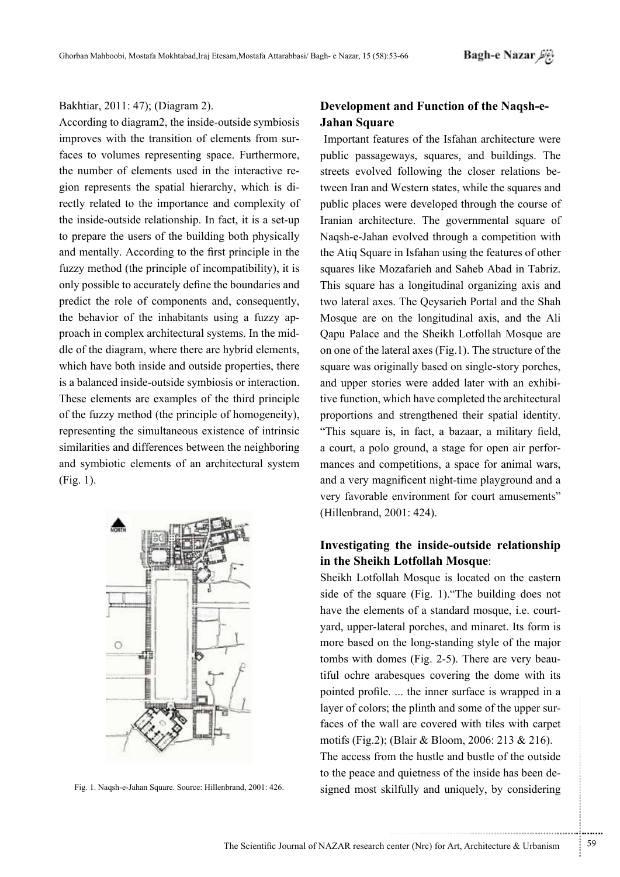Bakhtiar, 2011: 47); (Diagram 2).

According to diagram2, the inside-outside symbiosis improves with the transition of elements from surfaces to volumes representing space. Furthermore, the number of elements used in the interactive region represents the spatial hierarchy, which is directly related to the importance and complexity of the inside-outside relationship. In fact, it is a set-up to prepare the users of the building both physically and mentally. According to the first principle in the fuzzy method (the principle of incompatibility), it is only possible to accurately define the boundaries and predict the role of components and, consequently, the behavior of the inhabitants using a fuzzy approach in complex architectural systems. In the middle of the diagram, where there are hybrid elements, which have both inside and outside properties, there is a balanced inside-outside symbiosis or interaction. These elements are examples of the third principle of the fuzzy method (the principle of homogeneity), representing the simultaneous existence of intrinsic similarities and differences between the neighboring and symbiotic elements of an architectural system (Fig. 1).

Fig. 1. Naqsh-e-Jahan Square. Source: Hillenbrand, 2001: 426.

## Development and Function of the Naqsh-e-Jahan Square

Important features of the Isfahan architecture were public passageways, squares, and buildings. The streets evolved following the closer relations between Iran and Western states, while the squares and public places were developed through the course of Iranian architecture. The governmental square of Naqsh-e-Jahan evolved through a competition with the Atiq Square in Isfahan using the features of other squares like Mozafarieh and Saheb Abad in Tabriz. This square has a longitudinal organizing axis and two lateral axes. The Qeysarieh Portal and the Shah Mosque are on the longitudinal axis, and the Ali Qapu Palace and the Sheikh Lotfollah Mosque are on one of the lateral axes (Fig.1). The structure of the square was originally based on single-story porches, and upper stories were added later with an exhibitive function, which have completed the architectural proportions and strengthened their spatial identity. "This square is, in fact, a bazaar, a military field, a court, a polo ground, a stage for open air performances and competitions, a space for animal wars, and a very magnificent night-time playground and a very favorable environment for court amusements" (Hillenbrand, 2001: 424).

## Investigating the inside-outside relationship in the Sheikh Lotfollah Mosque:

Sheikh Lotfollah Mosque is located on the eastern side of the square (Fig. 1)."The building does not have the elements of a standard mosque, i.e. courtyard, upper-lateral porches, and minaret. Its form is more based on the long-standing style of the major tombs with domes (Fig. 2-5). There are very beautiful ochre arabesques covering the dome with its pointed profile. ... the inner surface is wrapped in a layer of colors; the plinth and some of the upper surfaces of the wall are covered with tiles with carpet motifs (Fig.2); (Blair & Bloom, 2006: 213 & 216).

The access from the hustle and bustle of the outside to the peace and quietness of the inside has been designed most skilfully and uniquely, by considering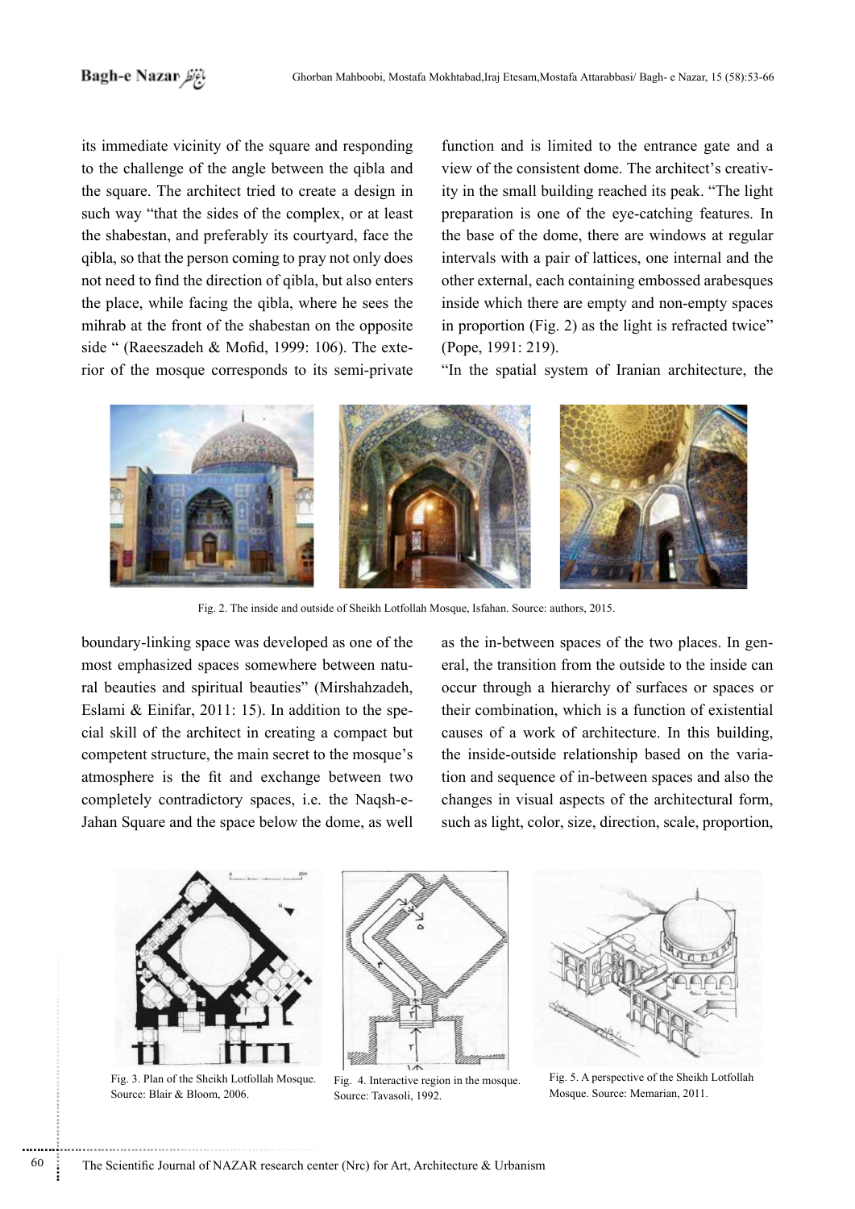its immediate vicinity of the square and responding to the challenge of the angle between the qibla and the square. The architect tried to create a design in such way "that the sides of the complex, or at least the shabestan, and preferably its courtyard, face the qibla, so that the person coming to pray not only does not need to find the direction of qibla, but also enters the place, while facing the qibla, where he sees the mihrab at the front of the shabestan on the opposite side " (Raeeszadeh & Mofid, 1999: 106). The exterior of the mosque corresponds to its semi-private function and is limited to the entrance gate and a view of the consistent dome. The architect's creativity in the small building reached its peak. "The light preparation is one of the eye-catching features. In the base of the dome, there are windows at regular intervals with a pair of lattices, one internal and the other external, each containing embossed arabesques inside which there are empty and non-empty spaces in proportion (Fig. 2) as the light is refracted twice" (Pope, 1991: 219).

"In the spatial system of Iranian architecture, the boundary-linking space was developed as one of the most emphasized spaces somewhere between natural beauties and spiritual beauties" (Mirshahzadeh, Eslami & Einifar, 2011: 15). In addition to the special skill of the architect in creating a compact but competent structure, the main secret to the mosque's atmosphere is the fit and exchange between two completely contradictory spaces, i.e. the Naqsh-e-Jahan Square and the space below the dome, as well as the in-between spaces of the two places. In general, the transition from the outside to the inside can occur through a hierarchy of surfaces or spaces or their combination, which is a function of existential causes of a work of architecture. In this building, the inside-outside relationship based on the variation and sequence of in-between spaces and also the changes in visual aspects of the architectural form, such as light, color, size, direction, scale, proportion,

Fig. 2. The inside and outside of Sheikh Lotfollah Mosque, Isfahan. Source: authors, 2015.

Fig. 3. Plan of the Sheikh Lotfollah Mosque. Source: Blair & Bloom, 2006.

Fig. 4. Interactive region in the mosque. Source: Tavasoli, 1992.

Fig. 5. A perspective of the Sheikh Lotfollah Mosque. Source: Memarian, 2011.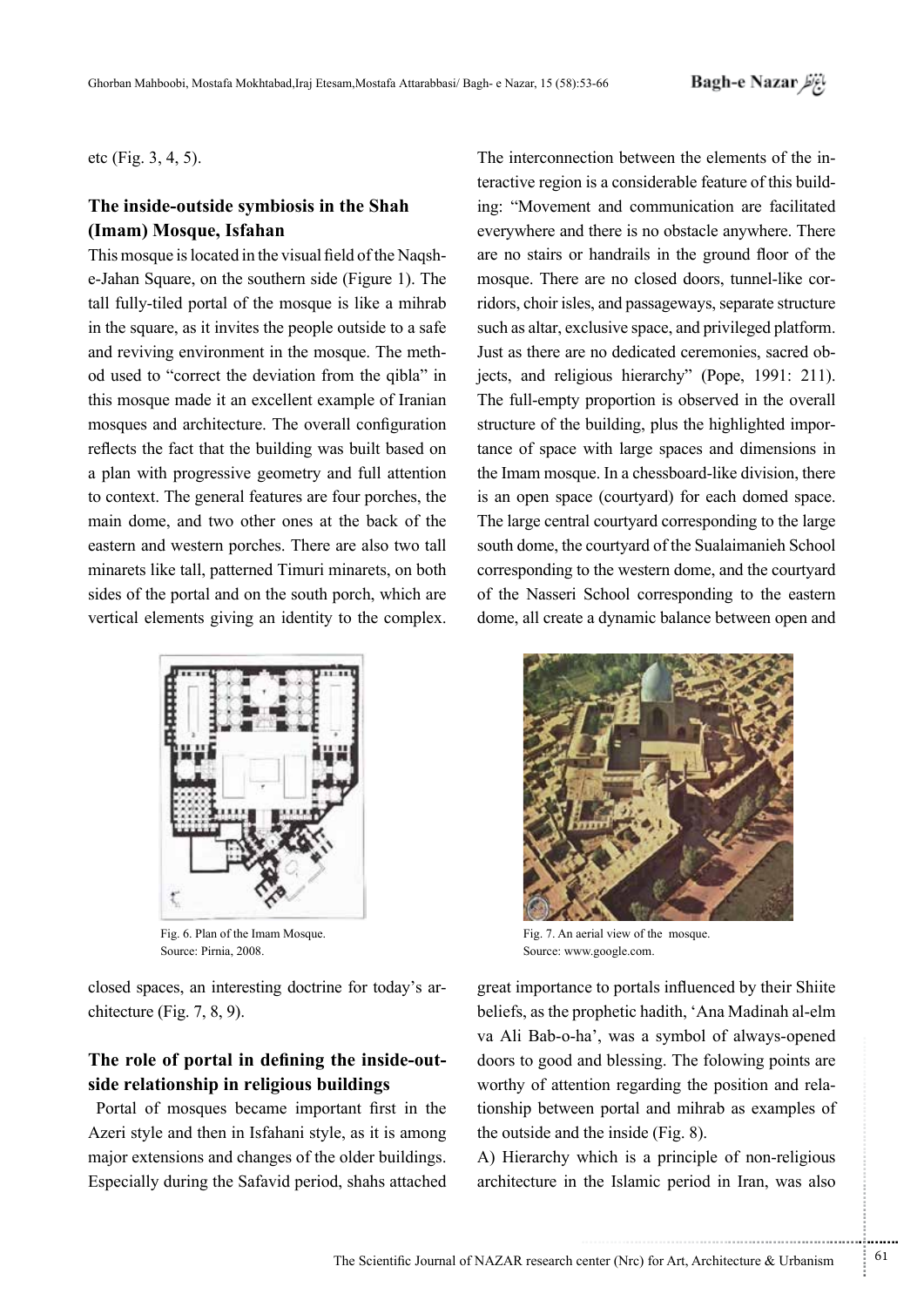etc (Fig. 3, 4, 5).

## The inside-outside symbiosis in the Shah (Imam) Mosque, Isfahan

This mosque is located in the visual field of the Naqsh-e-Jahan Square, on the southern side (Figure 1). The tall fully-tiled portal of the mosque is like a mihrab in the square, as it invites the people outside to a safe and reviving environment in the mosque. The method used to "correct the deviation from the qibla" in this mosque made it an excellent example of Iranian mosques and architecture. The overall configuration reflects the fact that the building was built based on a plan with progressive geometry and full attention to context. The general features are four porches, the main dome, and two other ones at the back of the eastern and western porches. There are also two tall minarets like tall, patterned Timuri minarets, on both sides of the portal and on the south porch, which are vertical elements giving an identity to the complex. The interconnection between the elements of the interactive region is a considerable feature of this building: "Movement and communication are facilitated everywhere and there is no obstacle anywhere. There are no stairs or handrails in the ground floor of the mosque. There are no closed doors, tunnel-like corridors, choir isles, and passageways, separate structure such as altar, exclusive space, and privileged platform. Just as there are no dedicated ceremonies, sacred objects, and religious hierarchy" (Pope, 1991: 211). The full-empty proportion is observed in the overall structure of the building, plus the highlighted importance of space with large spaces and dimensions in the Imam mosque. In a chessboard-like division, there is an open space (courtyard) for each domed space. The large central courtyard corresponding to the large south dome, the courtyard of the Sualaimanieh School corresponding to the western dome, and the courtyard of the Nasseri School corresponding to the eastern dome, all create a dynamic balance between open and closed spaces, an interesting doctrine for today's architecture (Fig. 7, 8, 9).

Fig. 6. Plan of the Imam Mosque.
Source: Pirnia, 2008.

Fig. 7. An aerial view of the mosque.
Source: www.google.com.

## The role of portal in defining the inside-outside relationship in religious buildings

Portal of mosques became important first in the Azeri style and then in Isfahani style, as it is among major extensions and changes of the older buildings. Especially during the Safavid period, shahs attached great importance to portals influenced by their Shiite beliefs, as the prophetic hadith, 'Ana Madinah al-elm va Ali Bab-o-ha', was a symbol of always-opened doors to good and blessing. The folowing points are worthy of attention regarding the position and relationship between portal and mihrab as examples of the outside and the inside (Fig. 8).

A) Hierarchy which is a principle of non-religious architecture in the Islamic period in Iran, was also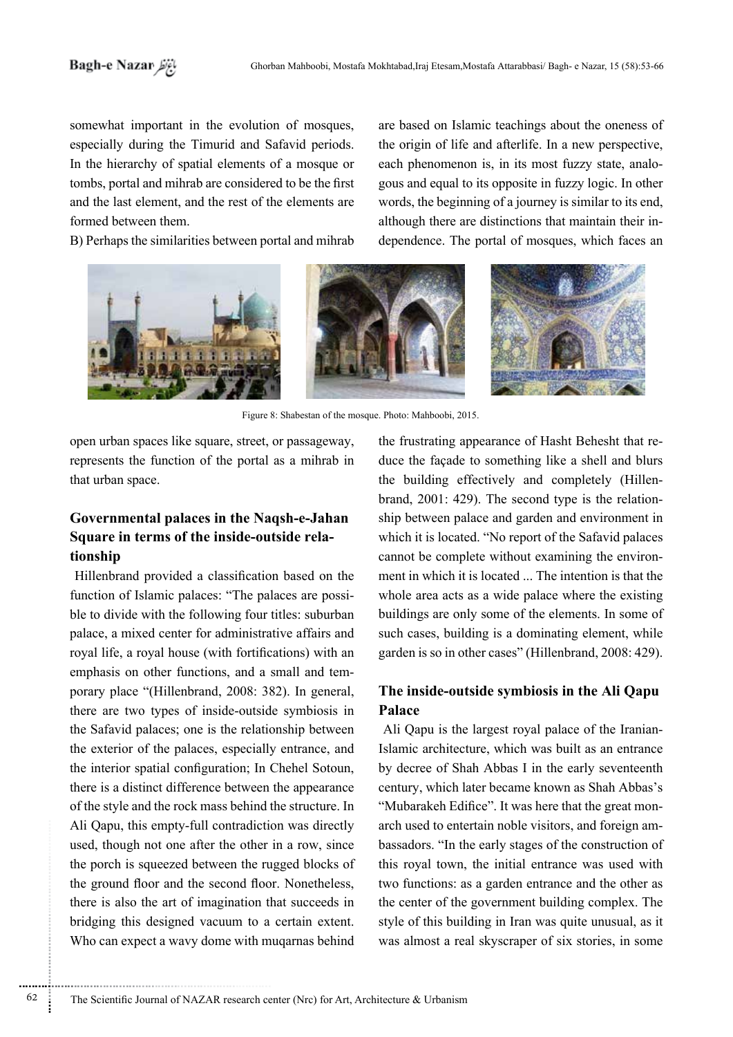somewhat important in the evolution of mosques, especially during the Timurid and Safavid periods. In the hierarchy of spatial elements of a mosque or tombs, portal and mihrab are considered to be the first and the last element, and the rest of the elements are formed between them.

B) Perhaps the similarities between portal and mihrab are based on Islamic teachings about the oneness of the origin of life and afterlife. In a new perspective, each phenomenon is, in its most fuzzy state, analogous and equal to its opposite in fuzzy logic. In other words, the beginning of a journey is similar to its end, although there are distinctions that maintain their independence. The portal of mosques, which faces an open urban spaces like square, street, or passageway, represents the function of the portal as a mihrab in that urban space.

Figure 8: Shabestan of the mosque. Photo: Mahboobi, 2015.

## Governmental palaces in the Naqsh-e-Jahan Square in terms of the inside-outside relationship

Hillenbrand provided a classification based on the function of Islamic palaces: "The palaces are possible to divide with the following four titles: suburban palace, a mixed center for administrative affairs and royal life, a royal house (with fortifications) with an emphasis on other functions, and a small and temporary place "(Hillenbrand, 2008: 382). In general, there are two types of inside-outside symbiosis in the Safavid palaces; one is the relationship between the exterior of the palaces, especially entrance, and the interior spatial configuration; In Chehel Sotoun, there is a distinct difference between the appearance of the style and the rock mass behind the structure. In Ali Qapu, this empty-full contradiction was directly used, though not one after the other in a row, since the porch is squeezed between the rugged blocks of the ground floor and the second floor. Nonetheless, there is also the art of imagination that succeeds in bridging this designed vacuum to a certain extent. Who can expect a wavy dome with muqarnas behind the frustrating appearance of Hasht Behesht that reduce the façade to something like a shell and blurs the building effectively and completely (Hillenbrand, 2001: 429). The second type is the relationship between palace and garden and environment in which it is located. "No report of the Safavid palaces cannot be complete without examining the environment in which it is located ... The intention is that the whole area acts as a wide palace where the existing buildings are only some of the elements. In some of such cases, building is a dominating element, while garden is so in other cases" (Hillenbrand, 2008: 429).

## The inside-outside symbiosis in the Ali Qapu Palace

Ali Qapu is the largest royal palace of the Iranian-Islamic architecture, which was built as an entrance by decree of Shah Abbas I in the early seventeenth century, which later became known as Shah Abbas's "Mubarakeh Edifice". It was here that the great monarch used to entertain noble visitors, and foreign ambassadors. "In the early stages of the construction of this royal town, the initial entrance was used with two functions: as a garden entrance and the other as the center of the government building complex. The style of this building in Iran was quite unusual, as it was almost a real skyscraper of six stories, in some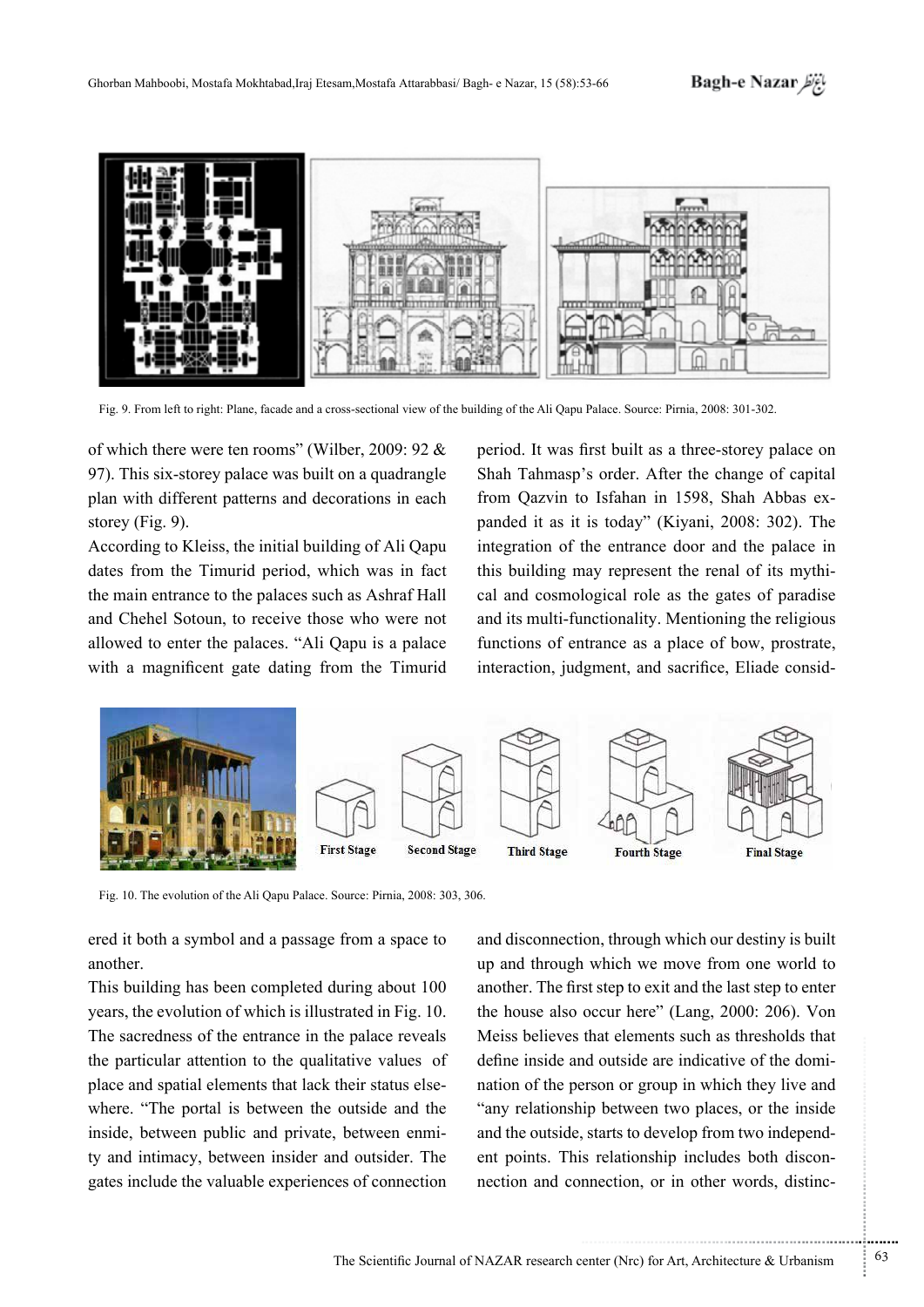Fig. 9. From left to right: Plane, facade and a cross-sectional view of the building of the Ali Qapu Palace. Source: Pirnia, 2008: 301-302.

of which there were ten rooms" (Wilber, 2009: 92 & 97). This six-storey palace was built on a quadrangle plan with different patterns and decorations in each storey (Fig. 9).

According to Kleiss, the initial building of Ali Qapu dates from the Timurid period, which was in fact the main entrance to the palaces such as Ashraf Hall and Chehel Sotoun, to receive those who were not allowed to enter the palaces. "Ali Qapu is a palace with a magnificent gate dating from the Timurid period. It was first built as a three-storey palace on Shah Tahmasp's order. After the change of capital from Qazvin to Isfahan in 1598, Shah Abbas expanded it as it is today" (Kiyani, 2008: 302). The integration of the entrance door and the palace in this building may represent the renal of its mythical and cosmological role as the gates of paradise and its multi-functionality. Mentioning the religious functions of entrance as a place of bow, prostrate, interaction, judgment, and sacrifice, Eliade considered it both a symbol and a passage from a space to another.

First Stage Second Stage Third Stage Fourth Stage Final Stage

Fig. 10. The evolution of the Ali Qapu Palace. Source: Pirnia, 2008: 303, 306.

This building has been completed during about 100 years, the evolution of which is illustrated in Fig. 10. The sacredness of the entrance in the palace reveals the particular attention to the qualitative values of place and spatial elements that lack their status elsewhere. "The portal is between the outside and the inside, between public and private, between enmity and intimacy, between insider and outsider. The gates include the valuable experiences of connection and disconnection, through which our destiny is built up and through which we move from one world to another. The first step to exit and the last step to enter the house also occur here" (Lang, 2000: 206). Von Meiss believes that elements such as thresholds that define inside and outside are indicative of the domination of the person or group in which they live and "any relationship between two places, or the inside and the outside, starts to develop from two independent points. This relationship includes both disconnection and connection, or in other words, distinc-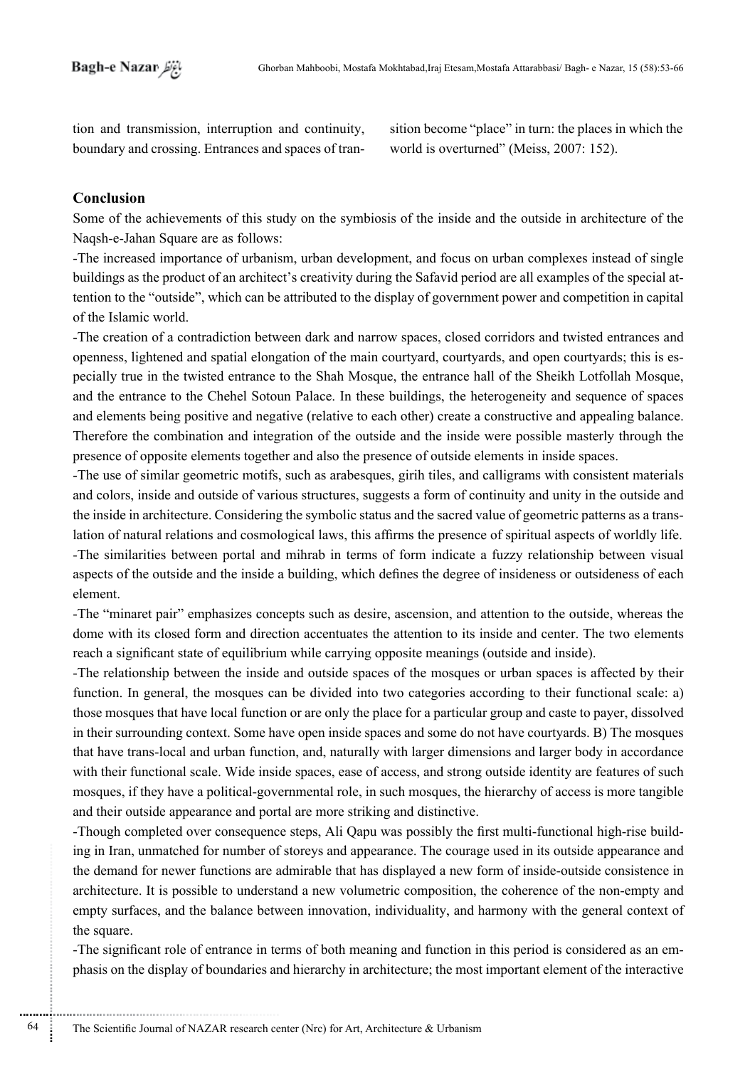tion and transmission, interruption and continuity, boundary and crossing. Entrances and spaces of transition become "place" in turn: the places in which the world is overturned" (Meiss, 2007: 152).

### Conclusion

Some of the achievements of this study on the symbiosis of the inside and the outside in architecture of the Naqsh-e-Jahan Square are as follows:

-The increased importance of urbanism, urban development, and focus on urban complexes instead of single buildings as the product of an architect's creativity during the Safavid period are all examples of the special attention to the "outside", which can be attributed to the display of government power and competition in capital of the Islamic world.

-The creation of a contradiction between dark and narrow spaces, closed corridors and twisted entrances and openness, lightened and spatial elongation of the main courtyard, courtyards, and open courtyards; this is especially true in the twisted entrance to the Shah Mosque, the entrance hall of the Sheikh Lotfollah Mosque, and the entrance to the Chehel Sotoun Palace. In these buildings, the heterogeneity and sequence of spaces and elements being positive and negative (relative to each other) create a constructive and appealing balance. Therefore the combination and integration of the outside and the inside were possible masterly through the presence of opposite elements together and also the presence of outside elements in inside spaces.

-The use of similar geometric motifs, such as arabesques, girih tiles, and calligrams with consistent materials and colors, inside and outside of various structures, suggests a form of continuity and unity in the outside and the inside in architecture. Considering the symbolic status and the sacred value of geometric patterns as a translation of natural relations and cosmological laws, this affirms the presence of spiritual aspects of worldly life.

-The similarities between portal and mihrab in terms of form indicate a fuzzy relationship between visual aspects of the outside and the inside a building, which defines the degree of insideness or outsideness of each element.

-The "minaret pair" emphasizes concepts such as desire, ascension, and attention to the outside, whereas the dome with its closed form and direction accentuates the attention to its inside and center. The two elements reach a significant state of equilibrium while carrying opposite meanings (outside and inside).

-The relationship between the inside and outside spaces of the mosques or urban spaces is affected by their function. In general, the mosques can be divided into two categories according to their functional scale: a) those mosques that have local function or are only the place for a particular group and caste to payer, dissolved in their surrounding context. Some have open inside spaces and some do not have courtyards. B) The mosques that have trans-local and urban function, and, naturally with larger dimensions and larger body in accordance with their functional scale. Wide inside spaces, ease of access, and strong outside identity are features of such mosques, if they have a political-governmental role, in such mosques, the hierarchy of access is more tangible and their outside appearance and portal are more striking and distinctive.

-Though completed over consequence steps, Ali Qapu was possibly the first multi-functional high-rise building in Iran, unmatched for number of storeys and appearance. The courage used in its outside appearance and the demand for newer functions are admirable that has displayed a new form of inside-outside consistence in architecture. It is possible to understand a new volumetric composition, the coherence of the non-empty and empty surfaces, and the balance between innovation, individuality, and harmony with the general context of the square.

-The significant role of entrance in terms of both meaning and function in this period is considered as an emphasis on the display of boundaries and hierarchy in architecture; the most important element of the interactive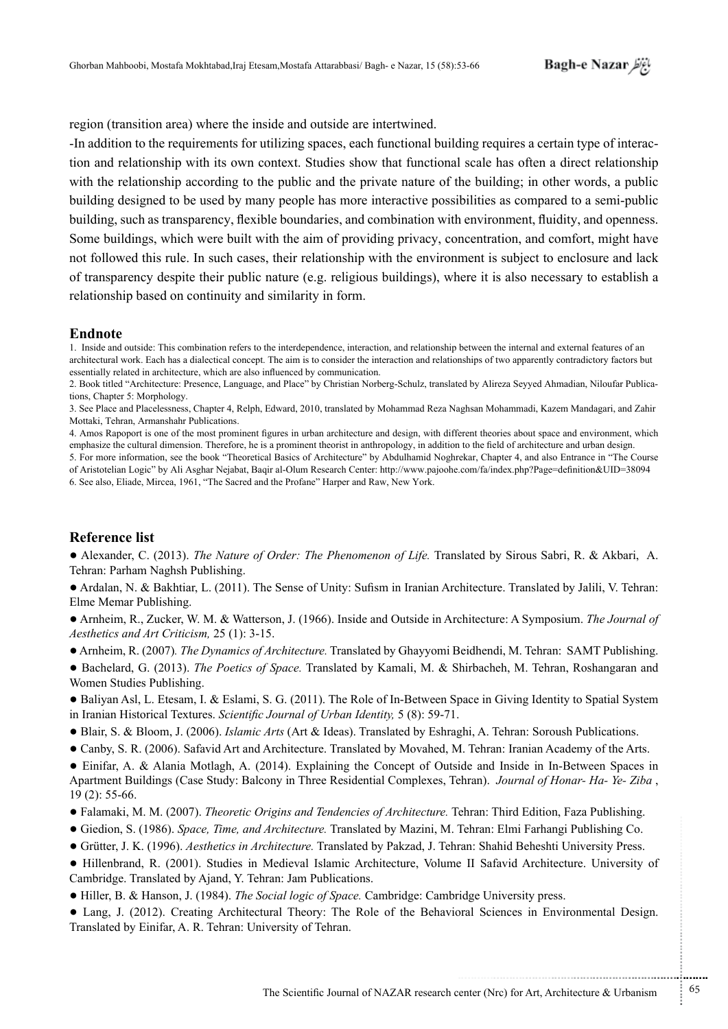region (transition area) where the inside and outside are intertwined.

-In addition to the requirements for utilizing spaces, each functional building requires a certain type of interaction and relationship with its own context. Studies show that functional scale has often a direct relationship with the relationship according to the public and the private nature of the building; in other words, a public building designed to be used by many people has more interactive possibilities as compared to a semi-public building, such as transparency, flexible boundaries, and combination with environment, fluidity, and openness. Some buildings, which were built with the aim of providing privacy, concentration, and comfort, might have not followed this rule. In such cases, their relationship with the environment is subject to enclosure and lack of transparency despite their public nature (e.g. religious buildings), where it is also necessary to establish a relationship based on continuity and similarity in form.

## Endnote

1. Inside and outside: This combination refers to the interdependence, interaction, and relationship between the internal and external features of an architectural work. Each has a dialectical concept. The aim is to consider the interaction and relationships of two apparently contradictory factors but essentially related in architecture, which are also influenced by communication.
2. Book titled "Architecture: Presence, Language, and Place" by Christian Norberg-Schulz, translated by Alireza Seyyed Ahmadian, Niloufar Publications, Chapter 5: Morphology.
3. See Place and Placelessness, Chapter 4, Relph, Edward, 2010, translated by Mohammad Reza Naghsan Mohammadi, Kazem Mandagari, and Zahir Mottaki, Tehran, Armanshahr Publications.
4. Amos Rapoport is one of the most prominent figures in urban architecture and design, with different theories about space and environment, which emphasize the cultural dimension. Therefore, he is a prominent theorist in anthropology, in addition to the field of architecture and urban design.
5. For more information, see the book "Theoretical Basics of Architecture" by Abdulhamid Noghrekar, Chapter 4, and also Entrance in "The Course of Aristotelian Logic" by Ali Asghar Nejabat, Baqir al-Olum Research Center: http://www.pajoohe.com/fa/index.php?Page=definition&UID=38094
6. See also, Eliade, Mircea, 1961, "The Sacred and the Profane" Harper and Raw, New York.

## Reference list

- Alexander, C. (2013). *The Nature of Order: The Phenomenon of Life.* Translated by Sirous Sabri, R. & Akbari, A. Tehran: Parham Naghsh Publishing.
- Ardalan, N. & Bakhtiar, L. (2011). The Sense of Unity: Sufism in Iranian Architecture. Translated by Jalili, V. Tehran: Elme Memar Publishing.
- Arnheim, R., Zucker, W. M. & Watterson, J. (1966). Inside and Outside in Architecture: A Symposium. *The Journal of Aesthetics and Art Criticism,* 25 (1): 3-15.
- Arnheim, R. (2007). *The Dynamics of Architecture.* Translated by Ghayyomi Beidhendi, M. Tehran: SAMT Publishing.
- Bachelard, G. (2013). *The Poetics of Space.* Translated by Kamali, M. & Shirbacheh, M. Tehran, Roshangaran and Women Studies Publishing.
- Baliyan Asl, L. Etesam, I. & Eslami, S. G. (2011). The Role of In-Between Space in Giving Identity to Spatial System in Iranian Historical Textures. *Scientific Journal of Urban Identity,* 5 (8): 59-71.
- Blair, S. & Bloom, J. (2006). *Islamic Arts* (Art & Ideas). Translated by Eshraghi, A. Tehran: Soroush Publications.
- Canby, S. R. (2006). Safavid Art and Architecture. Translated by Movahed, M. Tehran: Iranian Academy of the Arts.
- Einifar, A. & Alania Motlagh, A. (2014). Explaining the Concept of Outside and Inside in In-Between Spaces in Apartment Buildings (Case Study: Balcony in Three Residential Complexes, Tehran). *Journal of Honar- Ha- Ye- Ziba* , 19 (2): 55-66.
- Falamaki, M. M. (2007). *Theoretic Origins and Tendencies of Architecture.* Tehran: Third Edition, Faza Publishing.
- Giedion, S. (1986). *Space, Time, and Architecture.* Translated by Mazini, M. Tehran: Elmi Farhangi Publishing Co.
- Grütter, J. K. (1996). *Aesthetics in Architecture.* Translated by Pakzad, J. Tehran: Shahid Beheshti University Press.
- Hillenbrand, R. (2001). Studies in Medieval Islamic Architecture, Volume II Safavid Architecture. University of Cambridge. Translated by Ajand, Y. Tehran: Jam Publications.
- Hiller, B. & Hanson, J. (1984). *The Social logic of Space.* Cambridge: Cambridge University press.
- Lang, J. (2012). Creating Architectural Theory: The Role of the Behavioral Sciences in Environmental Design. Translated by Einifar, A. R. Tehran: University of Tehran.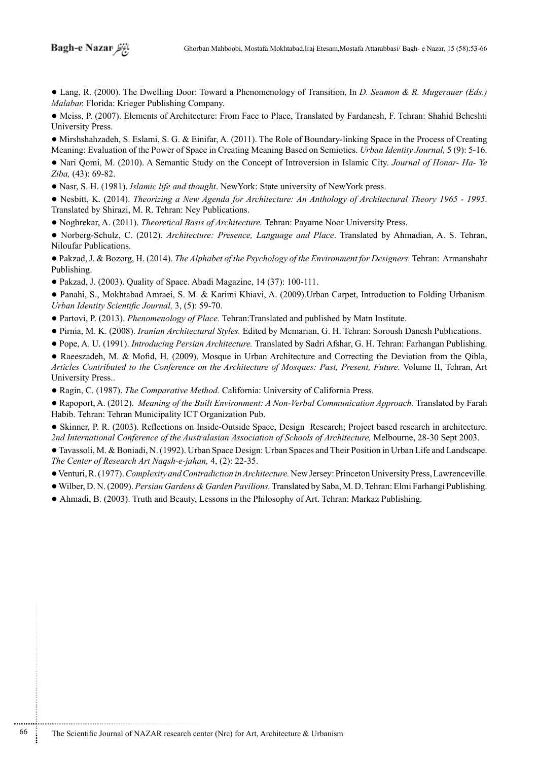- Lang, R. (2000). The Dwelling Door: Toward a Phenomenology of Transition, In *D. Seamon & R. Mugerauer (Eds.) Malabar.* Florida: Krieger Publishing Company.
- Meiss, P. (2007). Elements of Architecture: From Face to Place, Translated by Fardanesh, F. Tehran: Shahid Beheshti University Press.
- Mirshshahzadeh, S. Eslami, S. G. & Einifar, A. (2011). The Role of Boundary-linking Space in the Process of Creating Meaning: Evaluation of the Power of Space in Creating Meaning Based on Semiotics. *Urban Identity Journal,* 5 (9): 5-16.
- Nari Qomi, M. (2010). A Semantic Study on the Concept of Introversion in Islamic City. *Journal of Honar- Ha- Ye Ziba,* (43): 69-82.
- Nasr, S. H. (1981). *Islamic life and thought*. NewYork: State university of NewYork press.
- Nesbitt, K. (2014). *Theorizing a New Agenda for Architecture: An Anthology of Architectural Theory 1965 - 1995*. Translated by Shirazi, M. R. Tehran: Ney Publications.
- Noghrekar, A. (2011). *Theoretical Basis of Architecture.* Tehran: Payame Noor University Press.
- Norberg-Schulz, C. (2012). *Architecture: Presence, Language and Place*. Translated by Ahmadian, A. S. Tehran, Niloufar Publications.
- Pakzad, J. & Bozorg, H. (2014). *The Alphabet of the Psychology of the Environment for Designers.* Tehran: Armanshahr Publishing.
- Pakzad, J. (2003). Quality of Space. Abadi Magazine, 14 (37): 100-111.
- Panahi, S., Mokhtabad Amraei, S. M. & Karimi Khiavi, A. (2009).Urban Carpet, Introduction to Folding Urbanism. *Urban Identity Scientific Journal,* 3, (5): 59-70.
- Partovi, P. (2013). *Phenomenology of Place.* Tehran:Translated and published by Matn Institute.
- Pirnia, M. K. (2008). *Iranian Architectural Styles.* Edited by Memarian, G. H. Tehran: Soroush Danesh Publications.
- Pope, A. U. (1991). *Introducing Persian Architecture.* Translated by Sadri Afshar, G. H. Tehran: Farhangan Publishing.
- Raeeszadeh, M. & Mofid, H. (2009). Mosque in Urban Architecture and Correcting the Deviation from the Qibla, *Articles Contributed to the Conference on the Architecture of Mosques: Past, Present, Future.* Volume II, Tehran, Art University Press..
- Ragin, C. (1987). *The Comparative Method.* California: University of California Press.
- Rapoport, A. (2012). *Meaning of the Built Environment: A Non-Verbal Communication Approach.* Translated by Farah Habib. Tehran: Tehran Municipality ICT Organization Pub.
- Skinner, P. R. (2003). Reflections on Inside-Outside Space, Design Research; Project based research in architecture. *2nd International Conference of the Australasian Association of Schools of Architecture,* Melbourne, 28-30 Sept 2003.
- Tavassoli, M. & Boniadi, N. (1992). Urban Space Design: Urban Spaces and Their Position in Urban Life and Landscape. *The Center of Research Art Naqsh-e-jahan,* 4, (2): 22-35.
- Venturi, R. (1977). *Complexity and Contradiction in Architecture.* New Jersey: Princeton University Press, Lawrenceville.
- Wilber, D. N. (2009). *Persian Gardens & Garden Pavilions.* Translated by Saba, M. D. Tehran: Elmi Farhangi Publishing.
- Ahmadi, B. (2003). Truth and Beauty, Lessons in the Philosophy of Art. Tehran: Markaz Publishing.